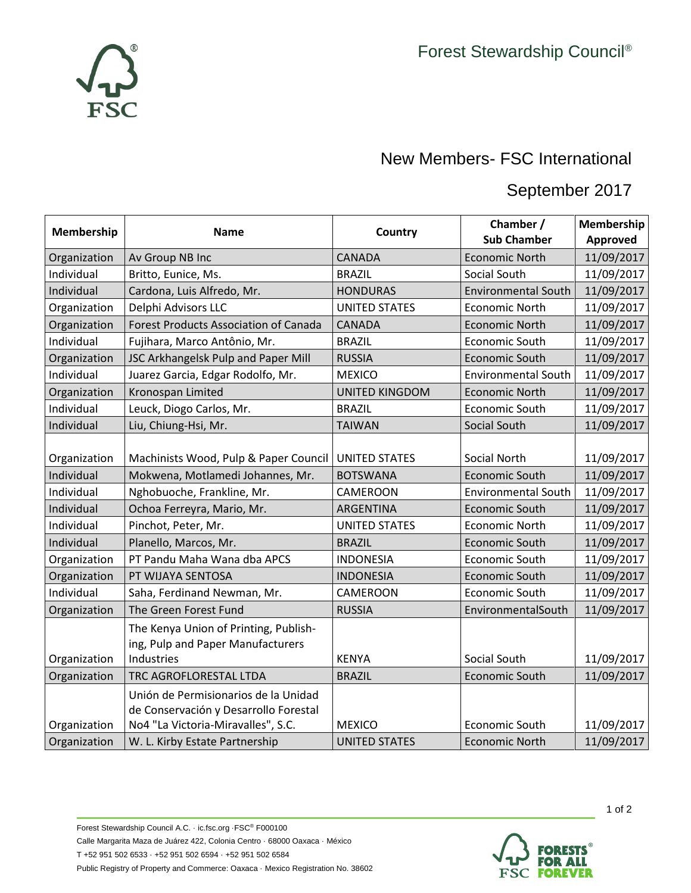Forest Stewardship Council®

# New Members- FSC International

## September 2017

| Membership | Name | Country | Chamber / Sub Chamber | Membership Approved |
|---|---|---|---|---|
| Organization | Av Group NB Inc | CANADA | Economic North | 11/09/2017 |
| Individual | Britto, Eunice, Ms. | BRAZIL | Social South | 11/09/2017 |
| Individual | Cardona, Luis Alfredo, Mr. | HONDURAS | Environmental South | 11/09/2017 |
| Organization | Delphi Advisors LLC | UNITED STATES | Economic North | 11/09/2017 |
| Organization | Forest Products Association of Canada | CANADA | Economic North | 11/09/2017 |
| Individual | Fujihara, Marco Antônio, Mr. | BRAZIL | Economic South | 11/09/2017 |
| Organization | JSC Arkhangelsk Pulp and Paper Mill | RUSSIA | Economic South | 11/09/2017 |
| Individual | Juarez Garcia, Edgar Rodolfo, Mr. | MEXICO | Environmental South | 11/09/2017 |
| Organization | Kronospan Limited | UNITED KINGDOM | Economic North | 11/09/2017 |
| Individual | Leuck, Diogo Carlos, Mr. | BRAZIL | Economic South | 11/09/2017 |
| Individual | Liu, Chiung-Hsi, Mr. | TAIWAN | Social South | 11/09/2017 |
| Organization | Machinists Wood, Pulp & Paper Council | UNITED STATES | Social North | 11/09/2017 |
| Individual | Mokwena, Motlamedi Johannes, Mr. | BOTSWANA | Economic South | 11/09/2017 |
| Individual | Nghobuoche, Frankline, Mr. | CAMEROON | Environmental South | 11/09/2017 |
| Individual | Ochoa Ferreyra, Mario, Mr. | ARGENTINA | Economic South | 11/09/2017 |
| Individual | Pinchot, Peter, Mr. | UNITED STATES | Economic North | 11/09/2017 |
| Individual | Planello, Marcos, Mr. | BRAZIL | Economic South | 11/09/2017 |
| Organization | PT Pandu Maha Wana dba APCS | INDONESIA | Economic South | 11/09/2017 |
| Organization | PT WIJAYA SENTOSA | INDONESIA | Economic South | 11/09/2017 |
| Individual | Saha, Ferdinand Newman, Mr. | CAMEROON | Economic South | 11/09/2017 |
| Organization | The Green Forest Fund | RUSSIA | EnvironmentalSouth | 11/09/2017 |
| Organization | The Kenya Union of Printing, Publish-ing, Pulp and Paper Manufacturers Industries | KENYA | Social South | 11/09/2017 |
| Organization | TRC AGROFLORESTAL LTDA | BRAZIL | Economic South | 11/09/2017 |
| Organization | Unión de Permisionarios de la Unidad de Conservación y Desarrollo Forestal No4 "La Victoria-Miravalles", S.C. | MEXICO | Economic South | 11/09/2017 |
| Organization | W. L. Kirby Estate Partnership | UNITED STATES | Economic North | 11/09/2017 |

Forest Stewardship Council A.C. · ic.fsc.org ·FSC® F000100
Calle Margarita Maza de Juárez 422, Colonia Centro · 68000 Oaxaca · México
T +52 951 502 6533 · +52 951 502 6594 · +52 951 502 6584
Public Registry of Property and Commerce: Oaxaca · Mexico Registration No. 38602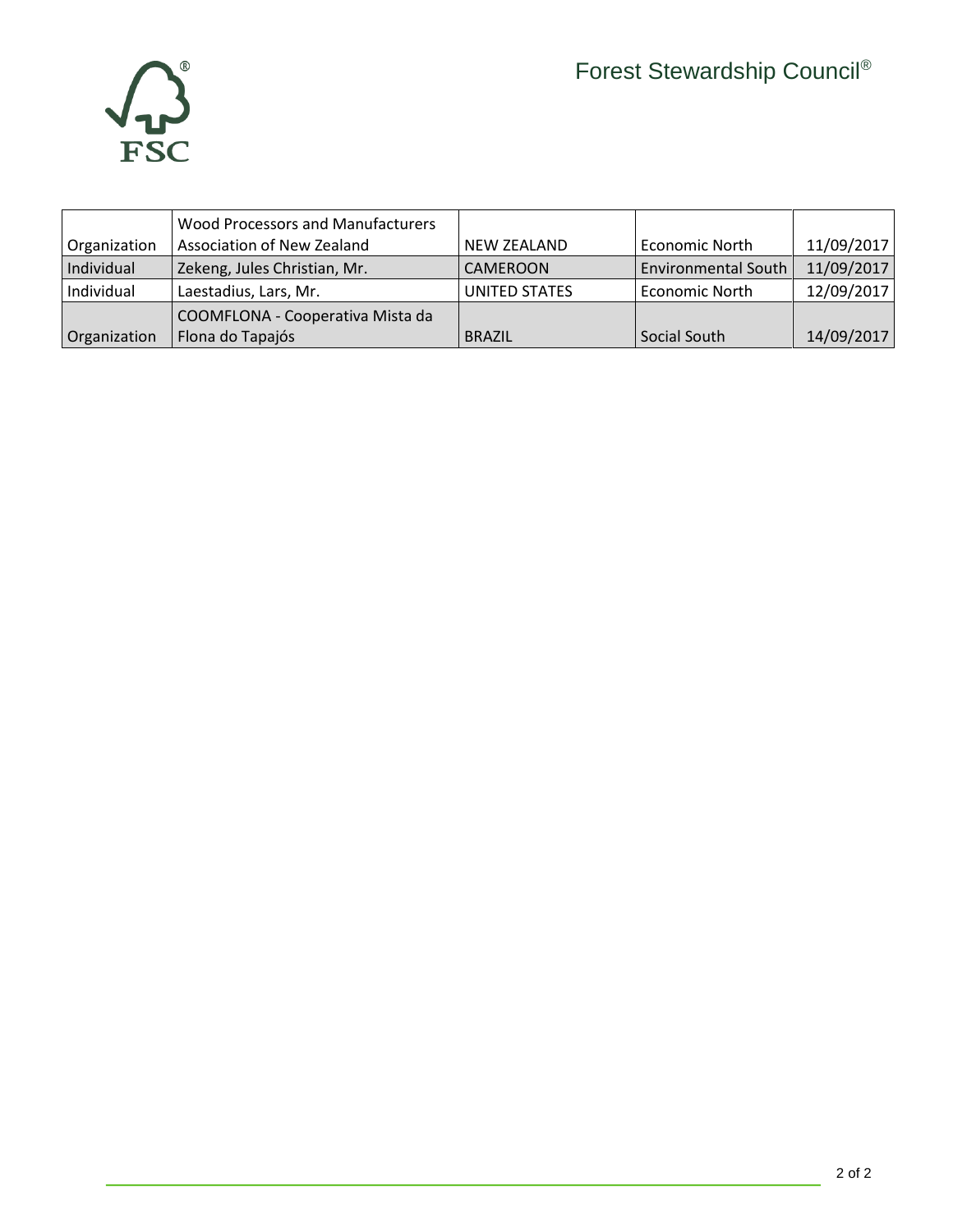| | | | | |
|---|---|---|---|---|
| Organization | Wood Processors and Manufacturers Association of New Zealand | NEW ZEALAND | Economic North | 11/09/2017 |
| Individual | Zekeng, Jules Christian, Mr. | CAMEROON | Environmental South | 11/09/2017 |
| Individual | Laestadius, Lars, Mr. | UNITED STATES | Economic North | 12/09/2017 |
| Organization | COOMFLONA - Cooperativa Mista da Flona do Tapajós | BRAZIL | Social South | 14/09/2017 |